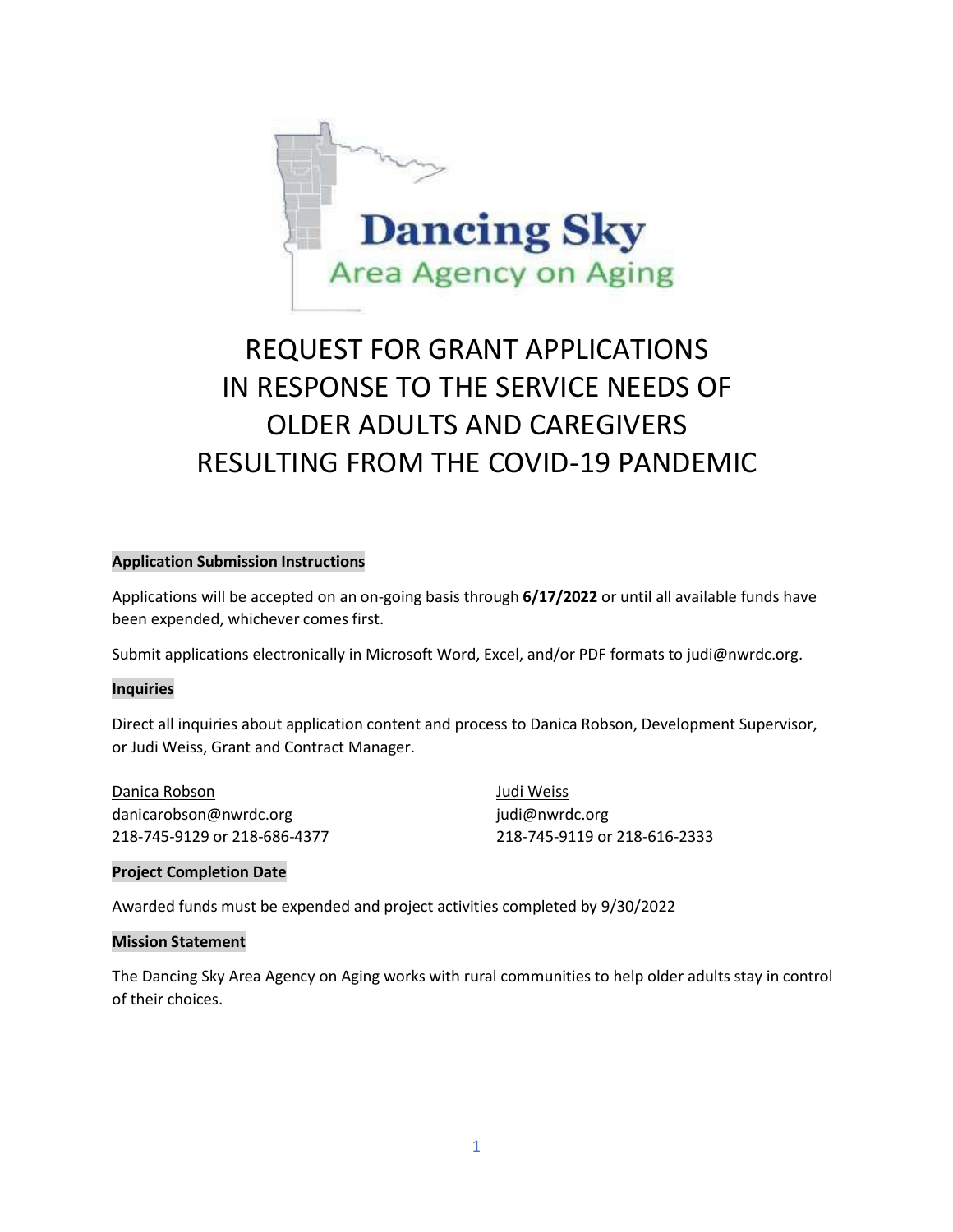Dancing Sky
Area Agency on Aging

# REQUEST FOR GRANT APPLICATIONS IN RESPONSE TO THE SERVICE NEEDS OF OLDER ADULTS AND CAREGIVERS RESULTING FROM THE COVID-19 PANDEMIC

**Application Submission Instructions**

Applications will be accepted on an on-going basis through **6/17/2022** or until all available funds have been expended, whichever comes first.

Submit applications electronically in Microsoft Word, Excel, and/or PDF formats to judi@nwrdc.org.

**Inquiries**

Direct all inquiries about application content and process to Danica Robson, Development Supervisor, or Judi Weiss, Grant and Contract Manager.

Danica Robson
danicarobson@nwrdc.org
218-745-9129 or 218-686-4377

Judi Weiss
judi@nwrdc.org
218-745-9119 or 218-616-2333

**Project Completion Date**

Awarded funds must be expended and project activities completed by 9/30/2022

**Mission Statement**

The Dancing Sky Area Agency on Aging works with rural communities to help older adults stay in control of their choices.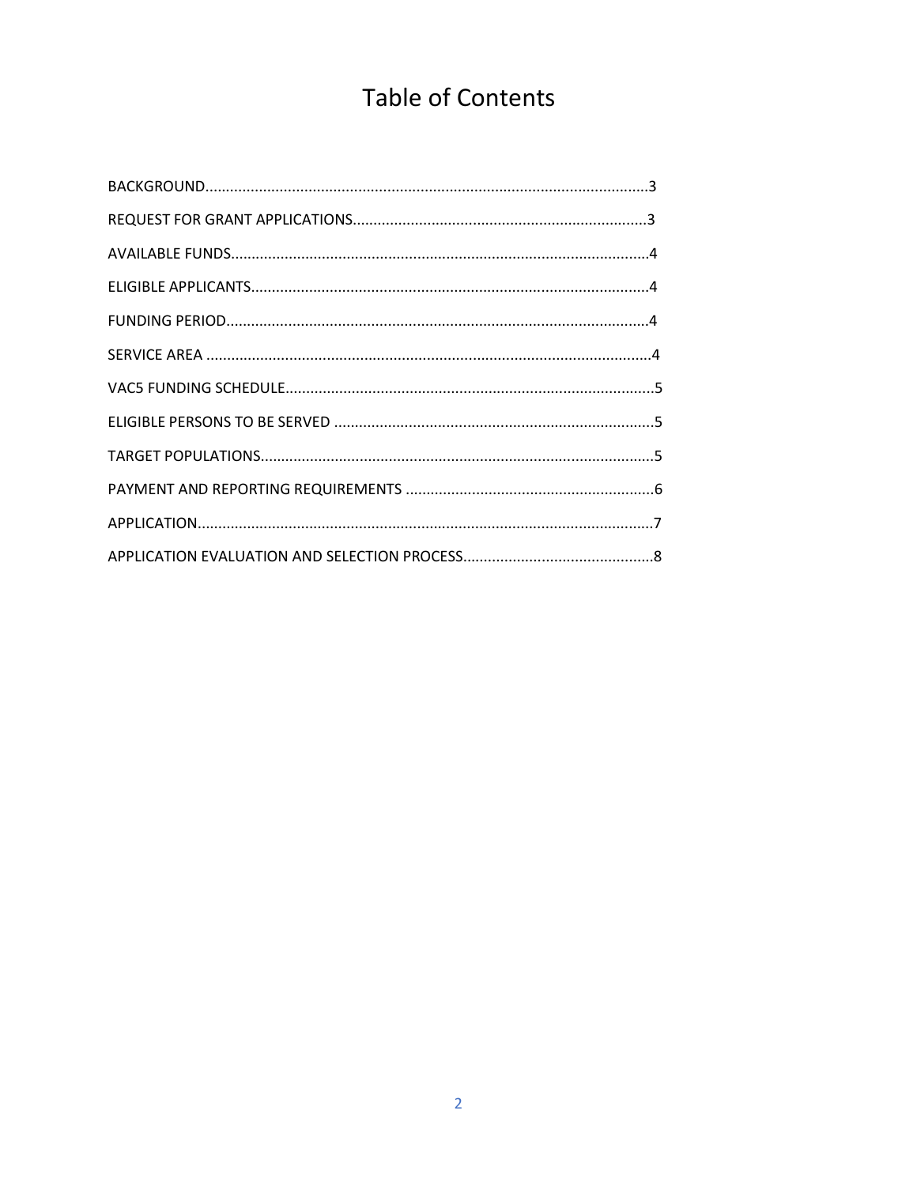# Table of Contents

BACKGROUND..........................................................................................................3

REQUEST FOR GRANT APPLICATIONS......................................................................3

AVAILABLE FUNDS....................................................................................................4

ELIGIBLE APPLICANTS................................................................................................4

FUNDING PERIOD.....................................................................................................4

SERVICE AREA ...........................................................................................................4

VAC5 FUNDING SCHEDULE.........................................................................................5

ELIGIBLE PERSONS TO BE SERVED .............................................................................5

TARGET POPULATIONS...............................................................................................5

PAYMENT AND REPORTING REQUIREMENTS ............................................................6

APPLICATION..............................................................................................................7

APPLICATION EVALUATION AND SELECTION PROCESS..............................................8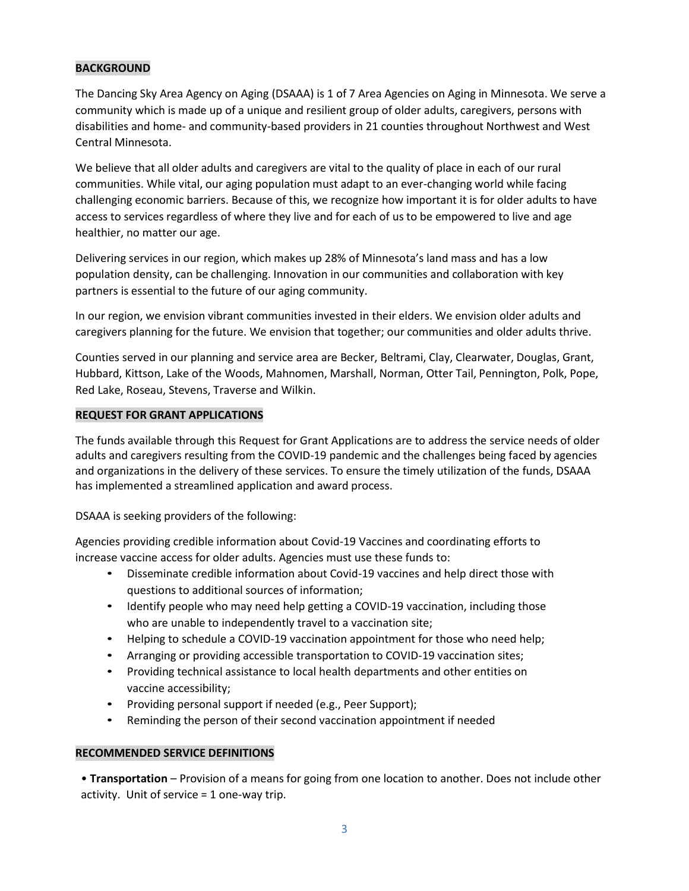## BACKGROUND

The Dancing Sky Area Agency on Aging (DSAAA) is 1 of 7 Area Agencies on Aging in Minnesota. We serve a community which is made up of a unique and resilient group of older adults, caregivers, persons with disabilities and home- and community-based providers in 21 counties throughout Northwest and West Central Minnesota.

We believe that all older adults and caregivers are vital to the quality of place in each of our rural communities. While vital, our aging population must adapt to an ever-changing world while facing challenging economic barriers. Because of this, we recognize how important it is for older adults to have access to services regardless of where they live and for each of us to be empowered to live and age healthier, no matter our age.

Delivering services in our region, which makes up 28% of Minnesota's land mass and has a low population density, can be challenging. Innovation in our communities and collaboration with key partners is essential to the future of our aging community.

In our region, we envision vibrant communities invested in their elders. We envision older adults and caregivers planning for the future. We envision that together; our communities and older adults thrive.

Counties served in our planning and service area are Becker, Beltrami, Clay, Clearwater, Douglas, Grant, Hubbard, Kittson, Lake of the Woods, Mahnomen, Marshall, Norman, Otter Tail, Pennington, Polk, Pope, Red Lake, Roseau, Stevens, Traverse and Wilkin.

## REQUEST FOR GRANT APPLICATIONS

The funds available through this Request for Grant Applications are to address the service needs of older adults and caregivers resulting from the COVID-19 pandemic and the challenges being faced by agencies and organizations in the delivery of these services. To ensure the timely utilization of the funds, DSAAA has implemented a streamlined application and award process.

DSAAA is seeking providers of the following:

Agencies providing credible information about Covid-19 Vaccines and coordinating efforts to increase vaccine access for older adults. Agencies must use these funds to:

- Disseminate credible information about Covid-19 vaccines and help direct those with questions to additional sources of information;
- Identify people who may need help getting a COVID-19 vaccination, including those who are unable to independently travel to a vaccination site;
- Helping to schedule a COVID-19 vaccination appointment for those who need help;
- Arranging or providing accessible transportation to COVID-19 vaccination sites;
- Providing technical assistance to local health departments and other entities on vaccine accessibility;
- Providing personal support if needed (e.g., Peer Support);
- Reminding the person of their second vaccination appointment if needed

## RECOMMENDED SERVICE DEFINITIONS

- **Transportation** – Provision of a means for going from one location to another. Does not include other activity. Unit of service = 1 one-way trip.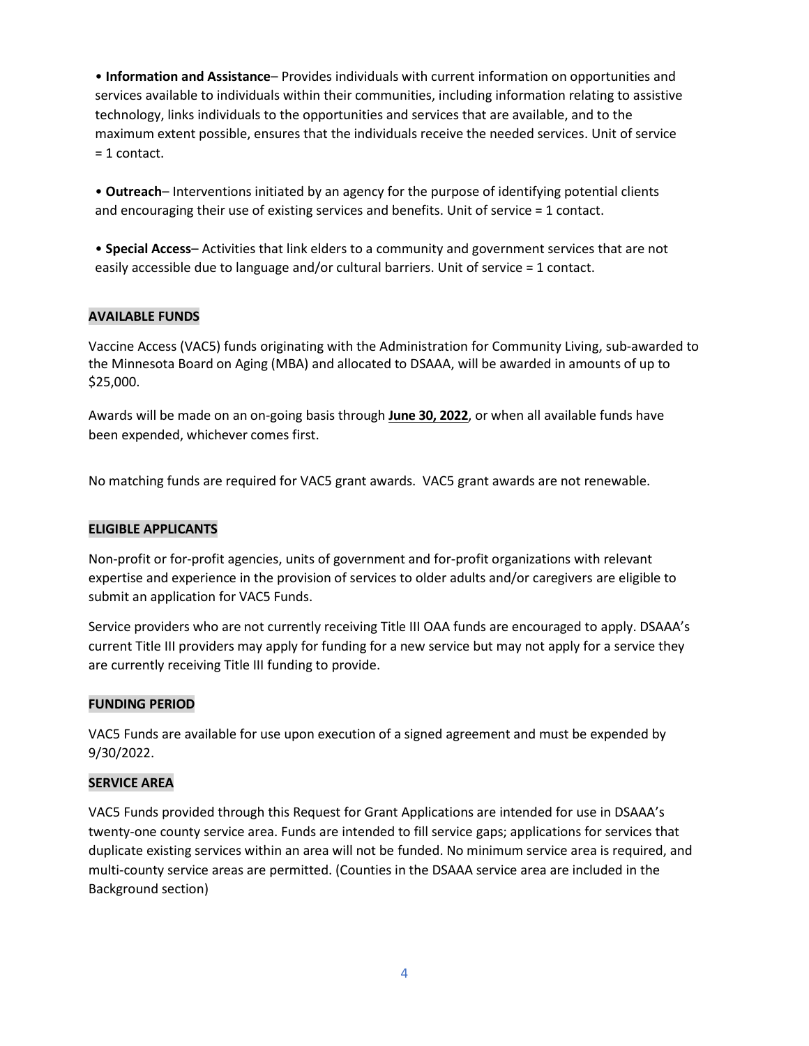- **Information and Assistance**– Provides individuals with current information on opportunities and services available to individuals within their communities, including information relating to assistive technology, links individuals to the opportunities and services that are available, and to the maximum extent possible, ensures that the individuals receive the needed services. Unit of service = 1 contact.

- **Outreach**– Interventions initiated by an agency for the purpose of identifying potential clients and encouraging their use of existing services and benefits. Unit of service = 1 contact.

- **Special Access**– Activities that link elders to a community and government services that are not easily accessible due to language and/or cultural barriers. Unit of service = 1 contact.

## AVAILABLE FUNDS

Vaccine Access (VAC5) funds originating with the Administration for Community Living, sub-awarded to the Minnesota Board on Aging (MBA) and allocated to DSAAA, will be awarded in amounts of up to $25,000.

Awards will be made on an on-going basis through **June 30, 2022**, or when all available funds have been expended, whichever comes first.

No matching funds are required for VAC5 grant awards. VAC5 grant awards are not renewable.

## ELIGIBLE APPLICANTS

Non-profit or for-profit agencies, units of government and for-profit organizations with relevant expertise and experience in the provision of services to older adults and/or caregivers are eligible to submit an application for VAC5 Funds.

Service providers who are not currently receiving Title III OAA funds are encouraged to apply. DSAAA's current Title III providers may apply for funding for a new service but may not apply for a service they are currently receiving Title III funding to provide.

## FUNDING PERIOD

VAC5 Funds are available for use upon execution of a signed agreement and must be expended by 9/30/2022.

## SERVICE AREA

VAC5 Funds provided through this Request for Grant Applications are intended for use in DSAAA's twenty-one county service area. Funds are intended to fill service gaps; applications for services that duplicate existing services within an area will not be funded. No minimum service area is required, and multi-county service areas are permitted. (Counties in the DSAAA service area are included in the Background section)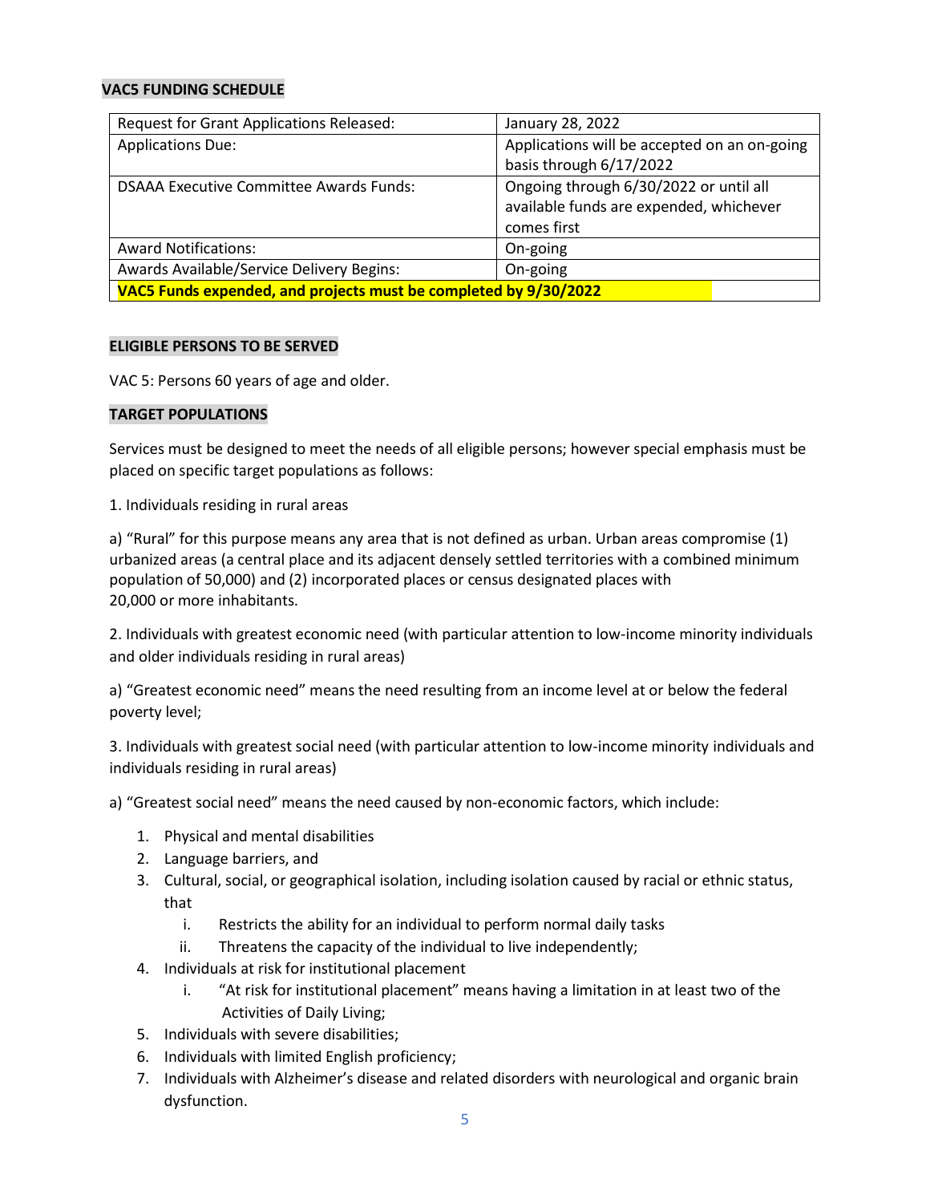**VAC5 FUNDING SCHEDULE**

| Request for Grant Applications Released: | January 28, 2022 |
|---|---|
| Applications Due: | Applications will be accepted on an on-going basis through 6/17/2022 |
| DSAAA Executive Committee Awards Funds: | Ongoing through 6/30/2022 or until all available funds are expended, whichever comes first |
| Award Notifications: | On-going |
| Awards Available/Service Delivery Begins: | On-going |
| **VAC5 Funds expended, and projects must be completed by 9/30/2022** | |

**ELIGIBLE PERSONS TO BE SERVED**

VAC 5: Persons 60 years of age and older.

**TARGET POPULATIONS**

Services must be designed to meet the needs of all eligible persons; however special emphasis must be placed on specific target populations as follows:

1. Individuals residing in rural areas

a) "Rural" for this purpose means any area that is not defined as urban. Urban areas compromise (1) urbanized areas (a central place and its adjacent densely settled territories with a combined minimum population of 50,000) and (2) incorporated places or census designated places with 20,000 or more inhabitants.

2. Individuals with greatest economic need (with particular attention to low-income minority individuals and older individuals residing in rural areas)

a) "Greatest economic need" means the need resulting from an income level at or below the federal poverty level;

3. Individuals with greatest social need (with particular attention to low-income minority individuals and individuals residing in rural areas)

a) "Greatest social need" means the need caused by non-economic factors, which include:

1. Physical and mental disabilities
2. Language barriers, and
3. Cultural, social, or geographical isolation, including isolation caused by racial or ethnic status, that
    i. Restricts the ability for an individual to perform normal daily tasks
    ii. Threatens the capacity of the individual to live independently;
4. Individuals at risk for institutional placement
    i. "At risk for institutional placement" means having a limitation in at least two of the Activities of Daily Living;
5. Individuals with severe disabilities;
6. Individuals with limited English proficiency;
7. Individuals with Alzheimer's disease and related disorders with neurological and organic brain dysfunction.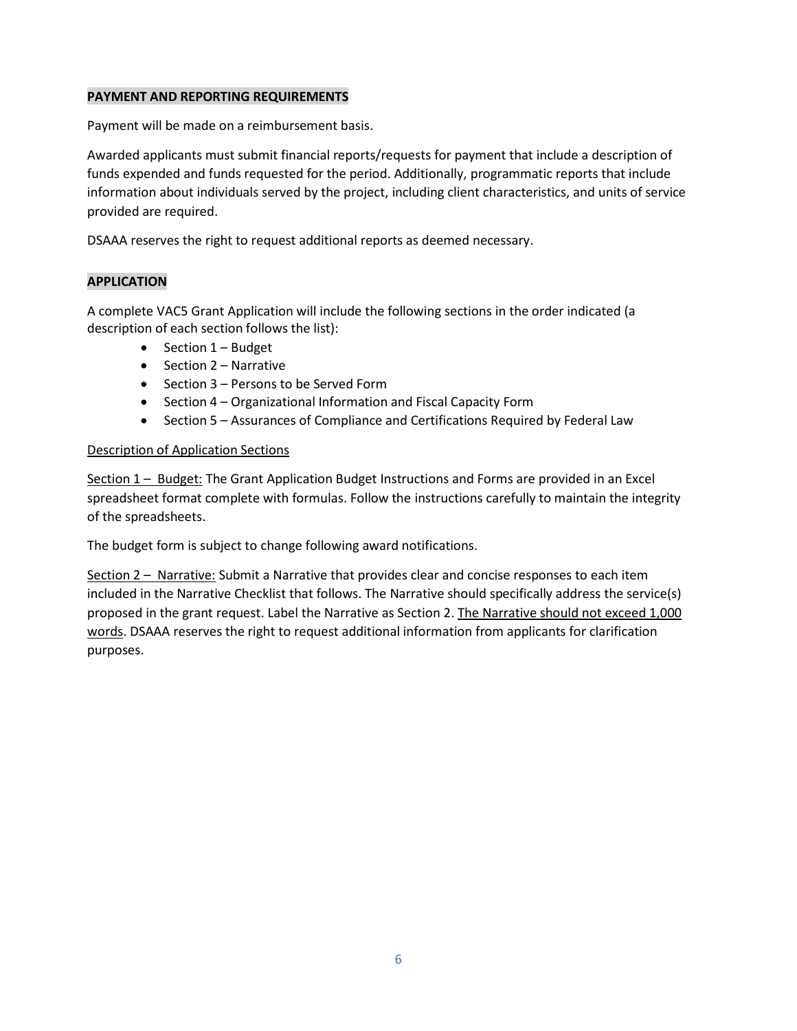## PAYMENT AND REPORTING REQUIREMENTS

Payment will be made on a reimbursement basis.

Awarded applicants must submit financial reports/requests for payment that include a description of funds expended and funds requested for the period. Additionally, programmatic reports that include information about individuals served by the project, including client characteristics, and units of service provided are required.

DSAAA reserves the right to request additional reports as deemed necessary.

## APPLICATION

A complete VAC5 Grant Application will include the following sections in the order indicated (a description of each section follows the list):

- Section 1 – Budget
- Section 2 – Narrative
- Section 3 – Persons to be Served Form
- Section 4 – Organizational Information and Fiscal Capacity Form
- Section 5 – Assurances of Compliance and Certifications Required by Federal Law

<u>Description of Application Sections</u>

<u>Section 1 – Budget:</u> The Grant Application Budget Instructions and Forms are provided in an Excel spreadsheet format complete with formulas. Follow the instructions carefully to maintain the integrity of the spreadsheets.

The budget form is subject to change following award notifications.

<u>Section 2 – Narrative:</u> Submit a Narrative that provides clear and concise responses to each item included in the Narrative Checklist that follows. The Narrative should specifically address the service(s) proposed in the grant request. Label the Narrative as Section 2. <u>The Narrative should not exceed 1,000 words</u>. DSAAA reserves the right to request additional information from applicants for clarification purposes.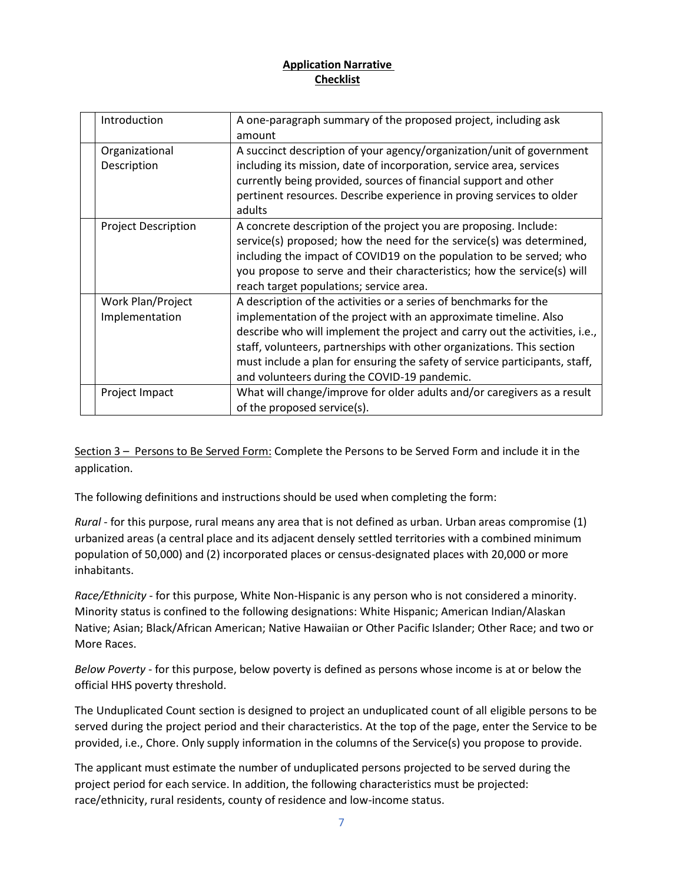**Application Narrative**
**Checklist**

| | | |
|---|---|---|
| | Introduction | A one-paragraph summary of the proposed project, including ask amount |
| | Organizational Description | A succinct description of your agency/organization/unit of government including its mission, date of incorporation, service area, services currently being provided, sources of financial support and other pertinent resources. Describe experience in proving services to older adults |
| | Project Description | A concrete description of the project you are proposing. Include: service(s) proposed; how the need for the service(s) was determined, including the impact of COVID19 on the population to be served; who you propose to serve and their characteristics; how the service(s) will reach target populations; service area. |
| | Work Plan/Project Implementation | A description of the activities or a series of benchmarks for the implementation of the project with an approximate timeline. Also describe who will implement the project and carry out the activities, i.e., staff, volunteers, partnerships with other organizations. This section must include a plan for ensuring the safety of service participants, staff, and volunteers during the COVID-19 pandemic. |
| | Project Impact | What will change/improve for older adults and/or caregivers as a result of the proposed service(s). |

<u>Section 3 – Persons to Be Served Form:</u> Complete the Persons to be Served Form and include it in the application.

The following definitions and instructions should be used when completing the form:

*Rural* - for this purpose, rural means any area that is not defined as urban. Urban areas compromise (1) urbanized areas (a central place and its adjacent densely settled territories with a combined minimum population of 50,000) and (2) incorporated places or census-designated places with 20,000 or more inhabitants.

*Race/Ethnicity* - for this purpose, White Non-Hispanic is any person who is not considered a minority. Minority status is confined to the following designations: White Hispanic; American Indian/Alaskan Native; Asian; Black/African American; Native Hawaiian or Other Pacific Islander; Other Race; and two or More Races.

*Below Poverty* - for this purpose, below poverty is defined as persons whose income is at or below the official HHS poverty threshold.

The Unduplicated Count section is designed to project an unduplicated count of all eligible persons to be served during the project period and their characteristics. At the top of the page, enter the Service to be provided, i.e., Chore. Only supply information in the columns of the Service(s) you propose to provide.

The applicant must estimate the number of unduplicated persons projected to be served during the project period for each service. In addition, the following characteristics must be projected: race/ethnicity, rural residents, county of residence and low-income status.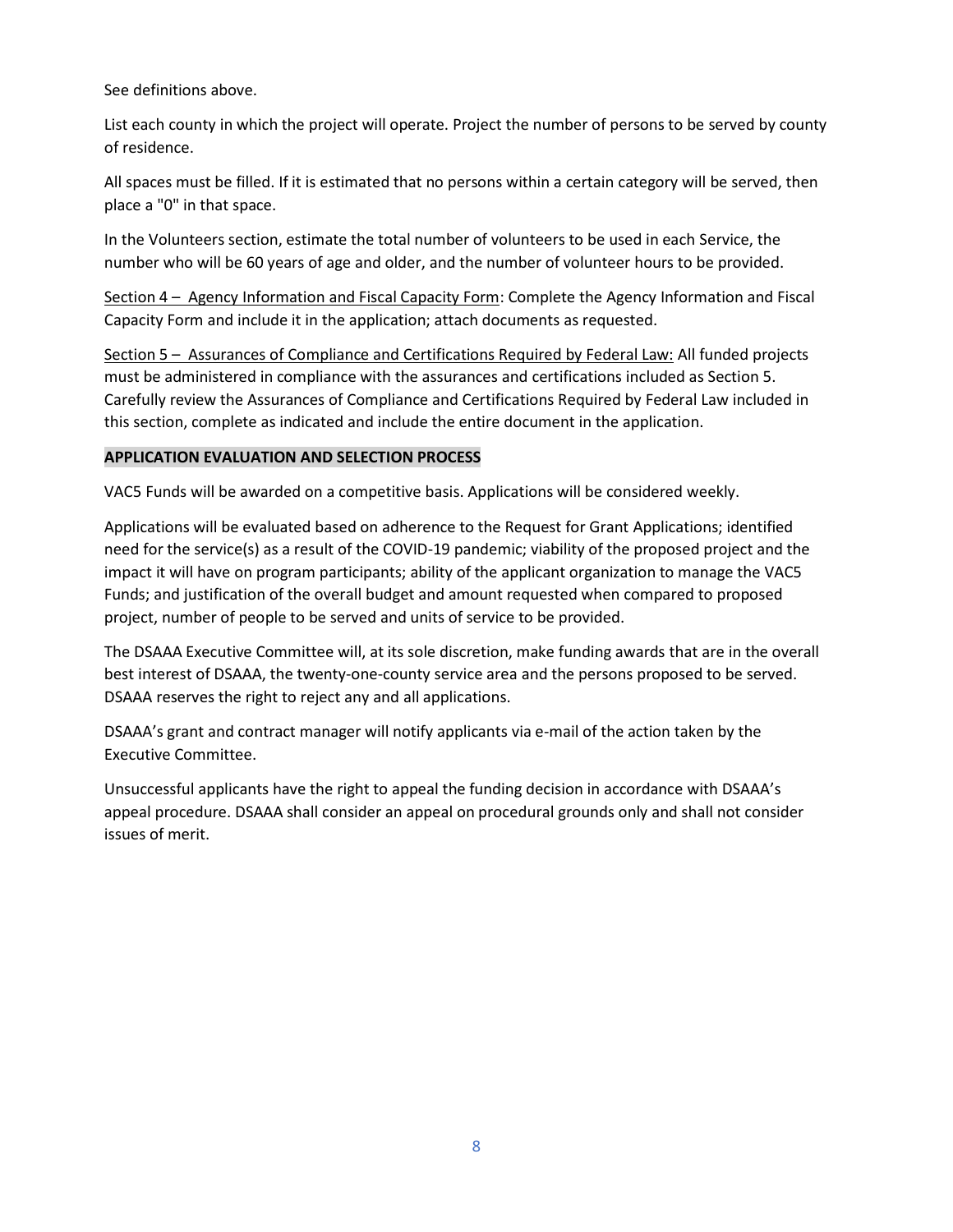See definitions above.

List each county in which the project will operate. Project the number of persons to be served by county of residence.

All spaces must be filled. If it is estimated that no persons within a certain category will be served, then place a "0" in that space.

In the Volunteers section, estimate the total number of volunteers to be used in each Service, the number who will be 60 years of age and older, and the number of volunteer hours to be provided.

Section 4 – Agency Information and Fiscal Capacity Form: Complete the Agency Information and Fiscal Capacity Form and include it in the application; attach documents as requested.

Section 5 – Assurances of Compliance and Certifications Required by Federal Law: All funded projects must be administered in compliance with the assurances and certifications included as Section 5. Carefully review the Assurances of Compliance and Certifications Required by Federal Law included in this section, complete as indicated and include the entire document in the application.

**APPLICATION EVALUATION AND SELECTION PROCESS**

VAC5 Funds will be awarded on a competitive basis. Applications will be considered weekly.

Applications will be evaluated based on adherence to the Request for Grant Applications; identified need for the service(s) as a result of the COVID-19 pandemic; viability of the proposed project and the impact it will have on program participants; ability of the applicant organization to manage the VAC5 Funds; and justification of the overall budget and amount requested when compared to proposed project, number of people to be served and units of service to be provided.

The DSAAA Executive Committee will, at its sole discretion, make funding awards that are in the overall best interest of DSAAA, the twenty-one-county service area and the persons proposed to be served. DSAAA reserves the right to reject any and all applications.

DSAAA's grant and contract manager will notify applicants via e-mail of the action taken by the Executive Committee.

Unsuccessful applicants have the right to appeal the funding decision in accordance with DSAAA's appeal procedure. DSAAA shall consider an appeal on procedural grounds only and shall not consider issues of merit.